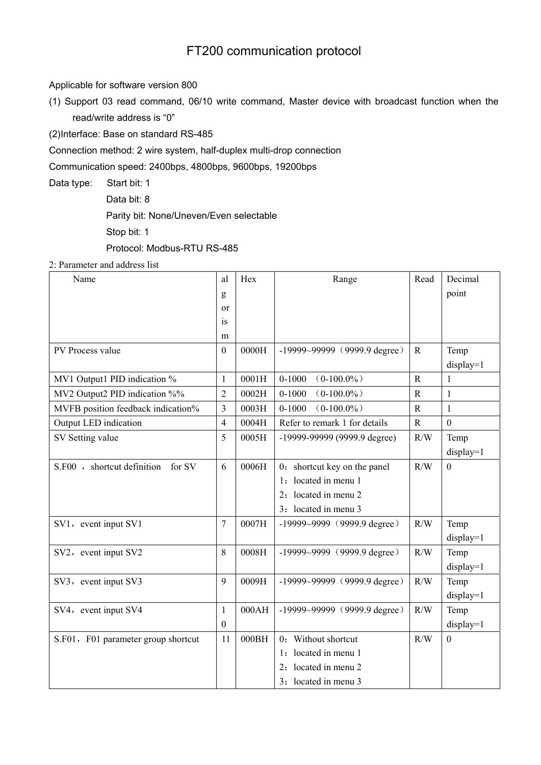# FT200 communication protocol

Applicable for software version 800

(1) Support 03 read command, 06/10 write command, Master device with broadcast function when the read/write address is "0"

(2)Interface: Base on standard RS-485

Connection method: 2 wire system, half-duplex multi-drop connection

Communication speed: 2400bps, 4800bps, 9600bps, 19200bps

Data type: Start bit: 1

Data bit: 8

Parity bit: None/Uneven/Even selectable

Stop bit: 1

Protocol: Modbus-RTU RS-485

2: Parameter and address list

| Name | algorism | Hex | Range | Read | Decimal point |
|---|---|---|---|---|---|
| PV Process value | 0 | 0000H | -19999~99999（9999.9 degree） | R | Temp display=1 |
| MV1 Output1 PID indication % | 1 | 0001H | 0-1000 （0-100.0%） | R | 1 |
| MV2 Output2 PID indication %% | 2 | 0002H | 0-1000 （0-100.0%） | R | 1 |
| MVFB position feedback indication% | 3 | 0003H | 0-1000 （0-100.0%） | R | 1 |
| Output LED indication | 4 | 0004H | Refer to remark 1 for details | R | 0 |
| SV Setting value | 5 | 0005H | -19999-99999 (9999.9 degree) | R/W | Temp display=1 |
| S.F00 ， shortcut definition for SV | 6 | 0006H | 0：shortcut key on the panel<br>1：located in menu 1<br>2：located in menu 2<br>3：located in menu 3 | R/W | 0 |
| SV1，event input SV1 | 7 | 0007H | -19999~9999（9999.9 degree） | R/W | Temp display=1 |
| SV2，event input SV2 | 8 | 0008H | -19999~9999（9999.9 degree） | R/W | Temp display=1 |
| SV3，event input SV3 | 9 | 0009H | -19999~99999（9999.9 degree） | R/W | Temp display=1 |
| SV4，event input SV4 | 10 | 000AH | -19999~99999（9999.9 degree） | R/W | Temp display=1 |
| S.F01，F01 parameter group shortcut | 11 | 000BH | 0：Without shortcut<br>1：located in menu 1<br>2：located in menu 2<br>3：located in menu 3 | R/W | 0 |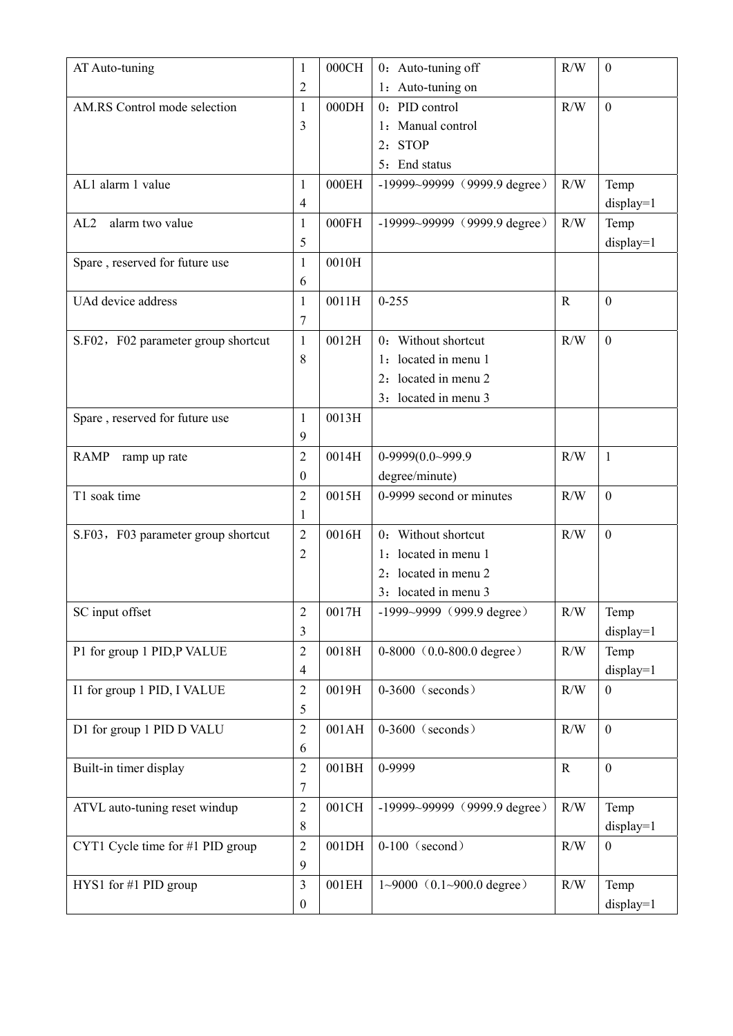| AT Auto-tuning | 12 | 000CH | 0：Auto-tuning off<br>1：Auto-tuning on | R/W | 0 |
|---|---|---|---|---|---|
| AM.RS Control mode selection | 13 | 000DH | 0：PID control<br>1：Manual control<br>2：STOP<br>5：End status | R/W | 0 |
| AL1 alarm 1 value | 14 | 000EH | -19999~99999（9999.9 degree） | R/W | Temp display=1 |
| AL2 alarm two value | 15 | 000FH | -19999~99999（9999.9 degree） | R/W | Temp display=1 |
| Spare , reserved for future use | 16 | 0010H | | | |
| UAd device address | 17 | 0011H | 0-255 | R | 0 |
| S.F02，F02 parameter group shortcut | 18 | 0012H | 0：Without shortcut<br>1：located in menu 1<br>2：located in menu 2<br>3：located in menu 3 | R/W | 0 |
| Spare , reserved for future use | 19 | 0013H | | | |
| RAMP ramp up rate | 20 | 0014H | 0-9999(0.0~999.9 degree/minute) | R/W | 1 |
| T1 soak time | 21 | 0015H | 0-9999 second or minutes | R/W | 0 |
| S.F03，F03 parameter group shortcut | 22 | 0016H | 0：Without shortcut<br>1：located in menu 1<br>2：located in menu 2<br>3：located in menu 3 | R/W | 0 |
| SC input offset | 23 | 0017H | -1999~9999（999.9 degree） | R/W | Temp display=1 |
| P1 for group 1 PID,P VALUE | 24 | 0018H | 0-8000（0.0-800.0 degree） | R/W | Temp display=1 |
| I1 for group 1 PID, I VALUE | 25 | 0019H | 0-3600（seconds） | R/W | 0 |
| D1 for group 1 PID D VALU | 26 | 001AH | 0-3600（seconds） | R/W | 0 |
| Built-in timer display | 27 | 001BH | 0-9999 | R | 0 |
| ATVL auto-tuning reset windup | 28 | 001CH | -19999~99999（9999.9 degree） | R/W | Temp display=1 |
| CYT1 Cycle time for #1 PID group | 29 | 001DH | 0-100（second） | R/W | 0 |
| HYS1 for #1 PID group | 30 | 001EH | 1~9000（0.1~900.0 degree） | R/W | Temp display=1 |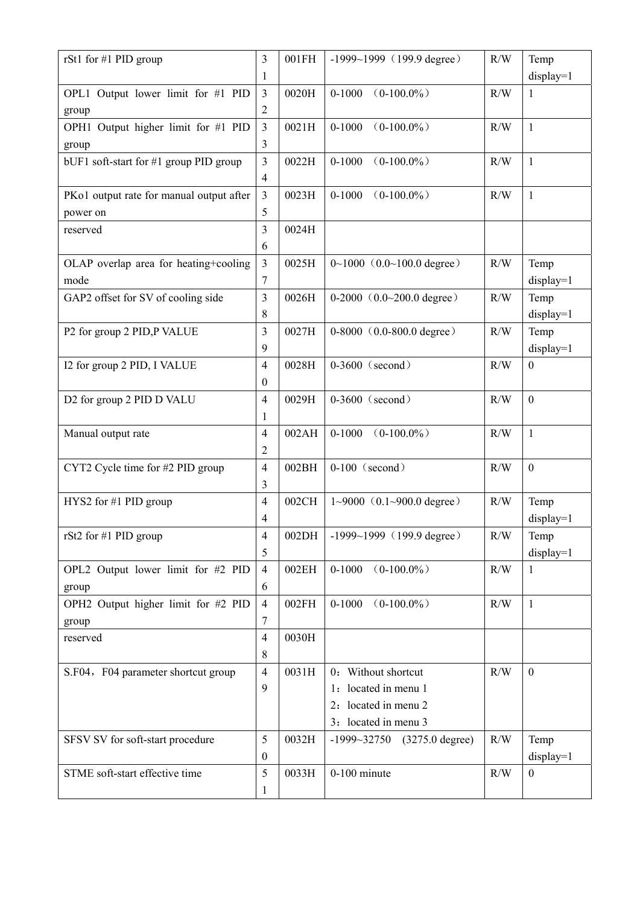| rSt1 for #1 PID group | 31 | 001FH | -1999~1999（199.9 degree） | R/W | Temp display=1 |
|---|---|---|---|---|---|
| OPL1 Output lower limit for #1 PID group | 32 | 0020H | 0-1000 （0-100.0%） | R/W | 1 |
| OPH1 Output higher limit for #1 PID group | 33 | 0021H | 0-1000 （0-100.0%） | R/W | 1 |
| bUF1 soft-start for #1 group PID group | 34 | 0022H | 0-1000 （0-100.0%） | R/W | 1 |
| PKo1 output rate for manual output after power on | 35 | 0023H | 0-1000 （0-100.0%） | R/W | 1 |
| reserved | 36 | 0024H | | | |
| OLAP overlap area for heating+cooling mode | 37 | 0025H | 0~1000（0.0~100.0 degree） | R/W | Temp display=1 |
| GAP2 offset for SV of cooling side | 38 | 0026H | 0-2000（0.0~200.0 degree） | R/W | Temp display=1 |
| P2 for group 2 PID,P VALUE | 39 | 0027H | 0-8000（0.0-800.0 degree） | R/W | Temp display=1 |
| I2 for group 2 PID, I VALUE | 40 | 0028H | 0-3600（second） | R/W | 0 |
| D2 for group 2 PID D VALU | 41 | 0029H | 0-3600（second） | R/W | 0 |
| Manual output rate | 42 | 002AH | 0-1000 （0-100.0%） | R/W | 1 |
| CYT2 Cycle time for #2 PID group | 43 | 002BH | 0-100（second） | R/W | 0 |
| HYS2 for #1 PID group | 44 | 002CH | 1~9000（0.1~900.0 degree） | R/W | Temp display=1 |
| rSt2 for #1 PID group | 45 | 002DH | -1999~1999（199.9 degree） | R/W | Temp display=1 |
| OPL2 Output lower limit for #2 PID group | 46 | 002EH | 0-1000 （0-100.0%） | R/W | 1 |
| OPH2 Output higher limit for #2 PID group | 47 | 002FH | 0-1000 （0-100.0%） | R/W | 1 |
| reserved | 48 | 0030H | | | |
| S.F04，F04 parameter shortcut group | 49 | 0031H | 0：Without shortcut<br>1：located in menu 1<br>2：located in menu 2<br>3：located in menu 3 | R/W | 0 |
| SFSV SV for soft-start procedure | 50 | 0032H | -1999~32750 (3275.0 degree) | R/W | Temp display=1 |
| STME soft-start effective time | 51 | 0033H | 0-100 minute | R/W | 0 |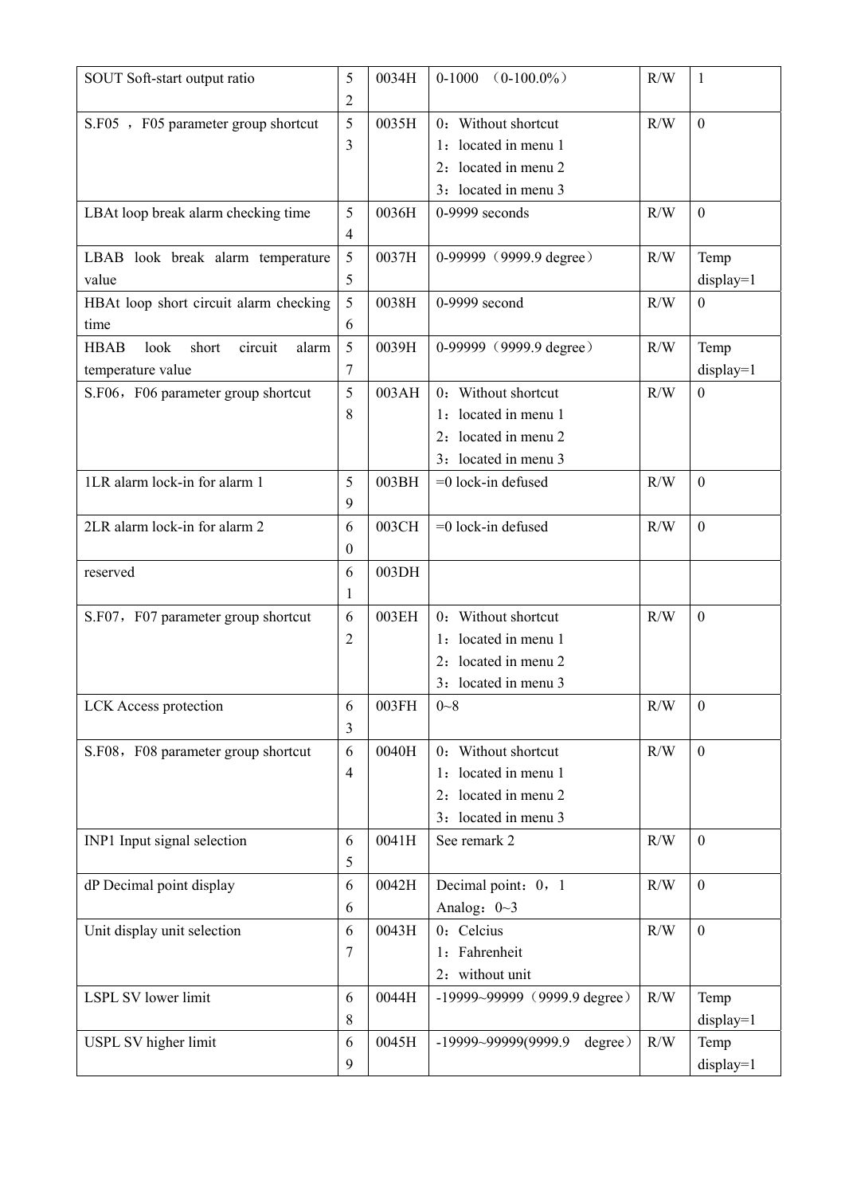| SOUT Soft-start output ratio | 52 | 0034H | 0-1000 （0-100.0%） | R/W | 1 |
|---|---|---|---|---|---|
| S.F05 ， F05 parameter group shortcut | 53 | 0035H | 0：Without shortcut<br>1：located in menu 1<br>2：located in menu 2<br>3：located in menu 3 | R/W | 0 |
| LBAt loop break alarm checking time | 54 | 0036H | 0-9999 seconds | R/W | 0 |
| LBAB look break alarm temperature value | 55 | 0037H | 0-99999（9999.9 degree） | R/W | Temp display=1 |
| HBAt loop short circuit alarm checking time | 56 | 0038H | 0-9999 second | R/W | 0 |
| HBAB look short circuit alarm temperature value | 57 | 0039H | 0-99999（9999.9 degree） | R/W | Temp display=1 |
| S.F06，F06 parameter group shortcut | 58 | 003AH | 0：Without shortcut<br>1：located in menu 1<br>2：located in menu 2<br>3：located in menu 3 | R/W | 0 |
| 1LR alarm lock-in for alarm 1 | 59 | 003BH | =0 lock-in defused | R/W | 0 |
| 2LR alarm lock-in for alarm 2 | 60 | 003CH | =0 lock-in defused | R/W | 0 |
| reserved | 61 | 003DH | | | |
| S.F07，F07 parameter group shortcut | 62 | 003EH | 0：Without shortcut<br>1：located in menu 1<br>2：located in menu 2<br>3：located in menu 3 | R/W | 0 |
| LCK Access protection | 63 | 003FH | 0~8 | R/W | 0 |
| S.F08，F08 parameter group shortcut | 64 | 0040H | 0：Without shortcut<br>1：located in menu 1<br>2：located in menu 2<br>3：located in menu 3 | R/W | 0 |
| INP1 Input signal selection | 65 | 0041H | See remark 2 | R/W | 0 |
| dP Decimal point display | 66 | 0042H | Decimal point：0，1<br>Analog：0~3 | R/W | 0 |
| Unit display unit selection | 67 | 0043H | 0：Celcius<br>1：Fahrenheit<br>2：without unit | R/W | 0 |
| LSPL SV lower limit | 68 | 0044H | -19999~99999（9999.9 degree） | R/W | Temp display=1 |
| USPL SV higher limit | 69 | 0045H | -19999~99999(9999.9 degree） | R/W | Temp display=1 |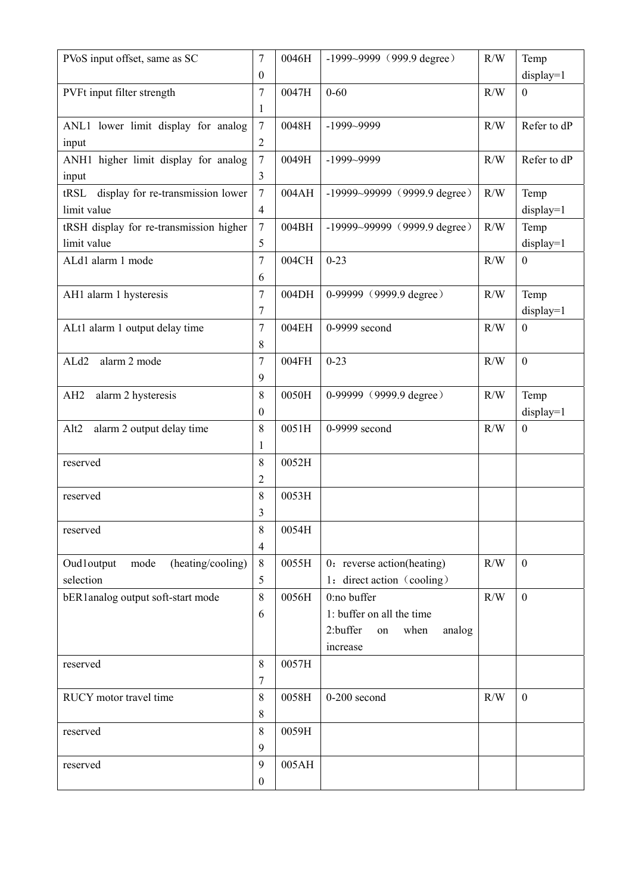| PVoS input offset, same as SC | 70 | 0046H | -1999~9999（999.9 degree） | R/W | Temp display=1 |
|---|---|---|---|---|---|
| PVFt input filter strength | 71 | 0047H | 0-60 | R/W | 0 |
| ANL1 lower limit display for analog input | 72 | 0048H | -1999~9999 | R/W | Refer to dP |
| ANH1 higher limit display for analog input | 73 | 0049H | -1999~9999 | R/W | Refer to dP |
| tRSL display for re-transmission lower limit value | 74 | 004AH | -19999~99999（9999.9 degree） | R/W | Temp display=1 |
| tRSH display for re-transmission higher limit value | 75 | 004BH | -19999~99999（9999.9 degree） | R/W | Temp display=1 |
| ALd1 alarm 1 mode | 76 | 004CH | 0-23 | R/W | 0 |
| AH1 alarm 1 hysteresis | 77 | 004DH | 0-99999（9999.9 degree） | R/W | Temp display=1 |
| ALt1 alarm 1 output delay time | 78 | 004EH | 0-9999 second | R/W | 0 |
| ALd2 alarm 2 mode | 79 | 004FH | 0-23 | R/W | 0 |
| AH2 alarm 2 hysteresis | 80 | 0050H | 0-99999（9999.9 degree） | R/W | Temp display=1 |
| Alt2 alarm 2 output delay time | 81 | 0051H | 0-9999 second | R/W | 0 |
| reserved | 82 | 0052H | | | |
| reserved | 83 | 0053H | | | |
| reserved | 84 | 0054H | | | |
| Oud1output mode (heating/cooling) selection | 85 | 0055H | 0：reverse action(heating)<br>1：direct action（cooling） | R/W | 0 |
| bER1analog output soft-start mode | 86 | 0056H | 0:no buffer<br>1: buffer on all the time<br>2:buffer on when analog increase | R/W | 0 |
| reserved | 87 | 0057H | | | |
| RUCY motor travel time | 88 | 0058H | 0-200 second | R/W | 0 |
| reserved | 89 | 0059H | | | |
| reserved | 90 | 005AH | | | |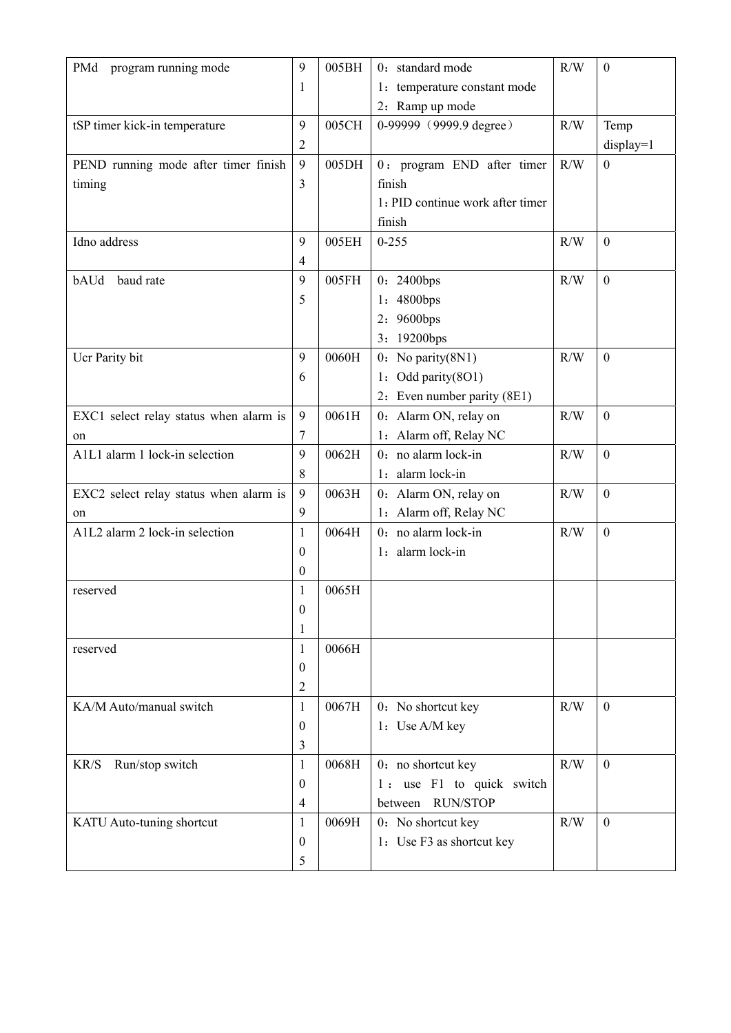| PMd program running mode | 91 | 005BH | 0：standard mode<br>1：temperature constant mode<br>2：Ramp up mode | R/W | 0 |
|---|---|---|---|---|---|
| tSP timer kick-in temperature | 92 | 005CH | 0-99999（9999.9 degree） | R/W | Temp display=1 |
| PEND running mode after timer finish timing | 93 | 005DH | 0：program END after timer finish<br>1：PID continue work after timer finish | R/W | 0 |
| Idno address | 94 | 005EH | 0-255 | R/W | 0 |
| bAUd baud rate | 95 | 005FH | 0：2400bps<br>1：4800bps<br>2：9600bps<br>3：19200bps | R/W | 0 |
| Ucr Parity bit | 96 | 0060H | 0：No parity(8N1)<br>1：Odd parity(8O1)<br>2：Even number parity (8E1) | R/W | 0 |
| EXC1 select relay status when alarm is on | 97 | 0061H | 0：Alarm ON, relay on<br>1：Alarm off, Relay NC | R/W | 0 |
| A1L1 alarm 1 lock-in selection | 98 | 0062H | 0：no alarm lock-in<br>1：alarm lock-in | R/W | 0 |
| EXC2 select relay status when alarm is on | 99 | 0063H | 0：Alarm ON, relay on<br>1：Alarm off, Relay NC | R/W | 0 |
| A1L2 alarm 2 lock-in selection | 100 | 0064H | 0：no alarm lock-in<br>1：alarm lock-in | R/W | 0 |
| reserved | 101 | 0065H | | | |
| reserved | 102 | 0066H | | | |
| KA/M Auto/manual switch | 103 | 0067H | 0：No shortcut key<br>1：Use A/M key | R/W | 0 |
| KR/S Run/stop switch | 104 | 0068H | 0：no shortcut key<br>1：use F1 to quick switch between RUN/STOP | R/W | 0 |
| KATU Auto-tuning shortcut | 105 | 0069H | 0：No shortcut key<br>1：Use F3 as shortcut key | R/W | 0 |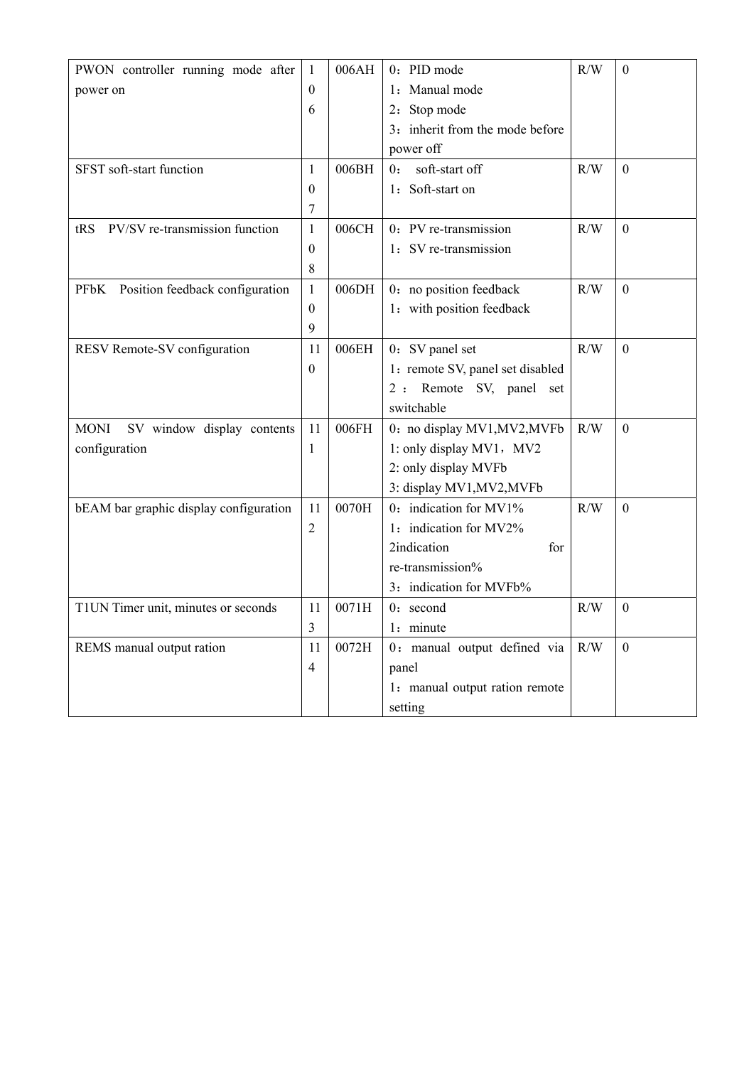| PWON controller running mode after power on | 106 | 006AH | 0：PID mode<br>1：Manual mode<br>2：Stop mode<br>3：inherit from the mode before power off | R/W | 0 |
|---|---|---|---|---|---|
| SFST soft-start function | 107 | 006BH | 0： soft-start off<br>1：Soft-start on | R/W | 0 |
| tRS PV/SV re-transmission function | 108 | 006CH | 0：PV re-transmission<br>1：SV re-transmission | R/W | 0 |
| PFbK Position feedback configuration | 109 | 006DH | 0：no position feedback<br>1：with position feedback | R/W | 0 |
| RESV Remote-SV configuration | 110 | 006EH | 0：SV panel set<br>1：remote SV, panel set disabled<br>2：Remote SV, panel set switchable | R/W | 0 |
| MONI SV window display contents configuration | 111 | 006FH | 0：no display MV1,MV2,MVFb<br>1: only display MV1，MV2<br>2: only display MVFb<br>3: display MV1,MV2,MVFb | R/W | 0 |
| bEAM bar graphic display configuration | 112 | 0070H | 0：indication for MV1%<br>1：indication for MV2%<br>2indication for re-transmission%<br>3：indication for MVFb% | R/W | 0 |
| T1UN Timer unit, minutes or seconds | 113 | 0071H | 0：second<br>1：minute | R/W | 0 |
| REMS manual output ration | 114 | 0072H | 0：manual output defined via panel<br>1：manual output ration remote setting | R/W | 0 |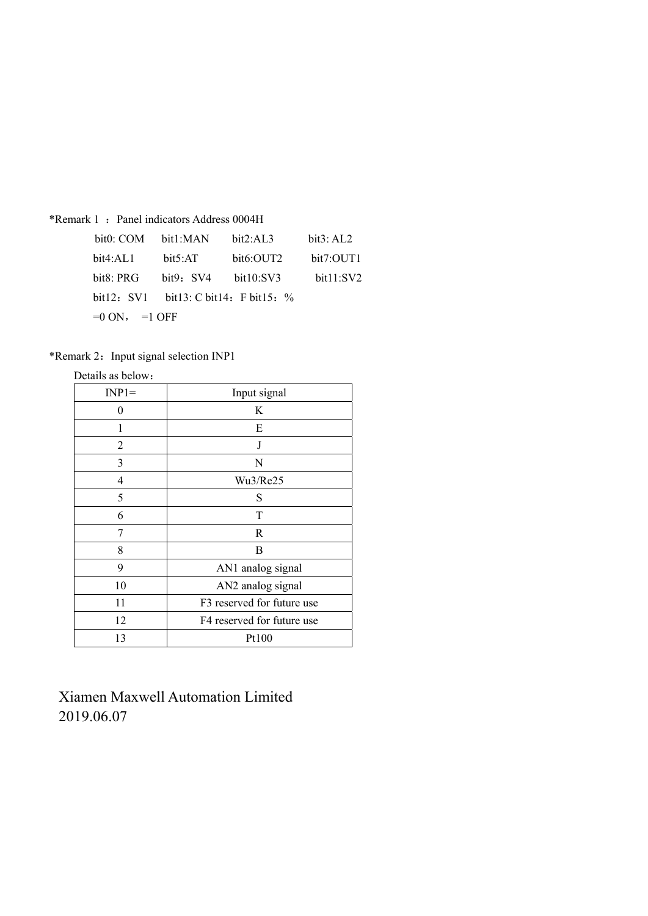*Remark 1 ：Panel indicators Address 0004H

bit0: COM　bit1:MAN　bit2:AL3　bit3: AL2

bit4:AL1　bit5:AT　bit6:OUT2　bit7:OUT1

bit8: PRG　bit9：SV4　bit10:SV3　bit11:SV2

bit12：SV1　bit13: C bit14：F bit15：%

=0 ON，=1 OFF

*Remark 2：Input signal selection INP1

Details as below：

| INP1= | Input signal |
|---|---|
| 0 | K |
| 1 | E |
| 2 | J |
| 3 | N |
| 4 | Wu3/Re25 |
| 5 | S |
| 6 | T |
| 7 | R |
| 8 | B |
| 9 | AN1 analog signal |
| 10 | AN2 analog signal |
| 11 | F3 reserved for future use |
| 12 | F4 reserved for future use |
| 13 | Pt100 |

Xiamen Maxwell Automation Limited
2019.06.07